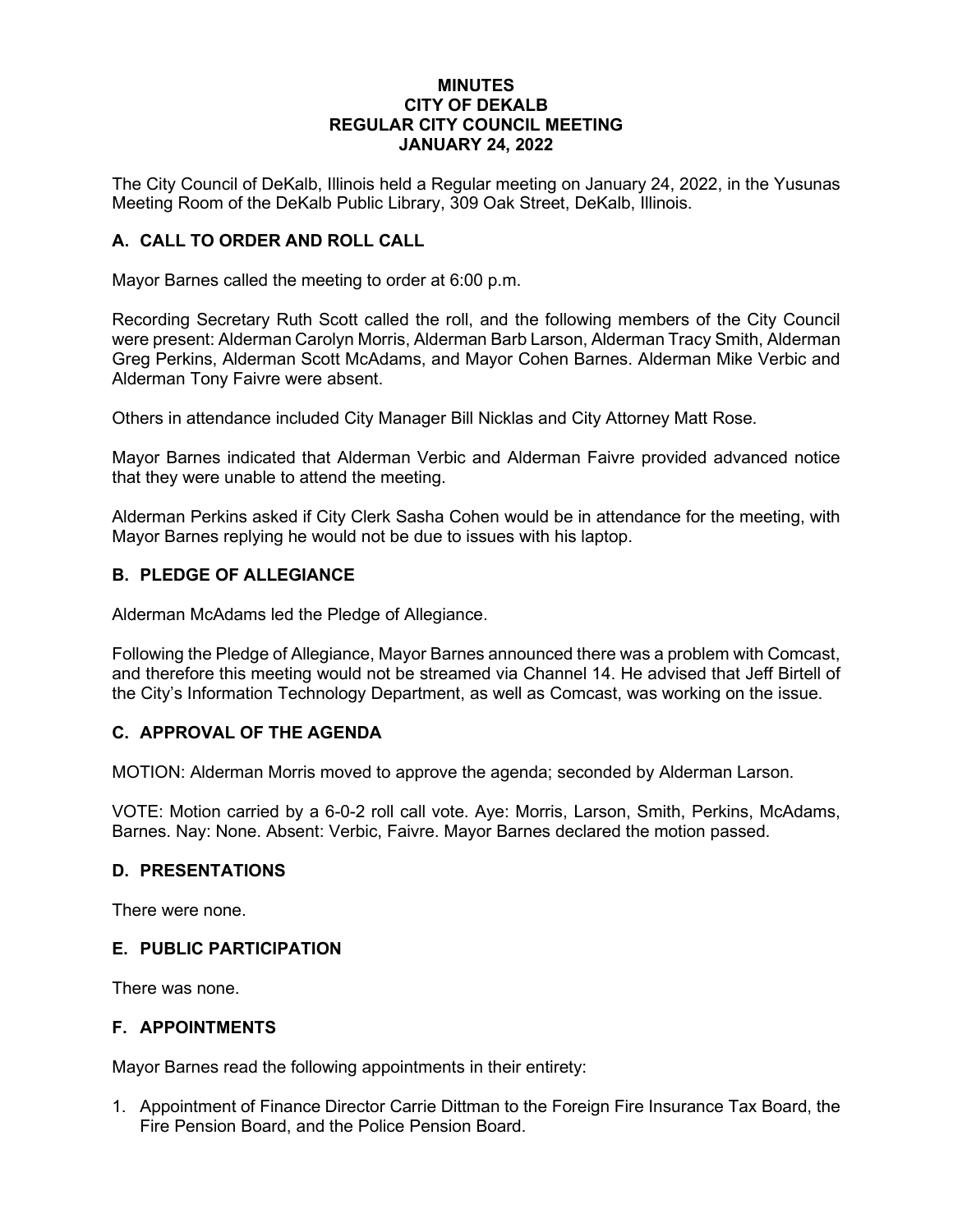# MINUTES
# CITY OF DEKALB
# REGULAR CITY COUNCIL MEETING
# JANUARY 24, 2022

The City Council of DeKalb, Illinois held a Regular meeting on January 24, 2022, in the Yusunas Meeting Room of the DeKalb Public Library, 309 Oak Street, DeKalb, Illinois.

## A. CALL TO ORDER AND ROLL CALL

Mayor Barnes called the meeting to order at 6:00 p.m.

Recording Secretary Ruth Scott called the roll, and the following members of the City Council were present: Alderman Carolyn Morris, Alderman Barb Larson, Alderman Tracy Smith, Alderman Greg Perkins, Alderman Scott McAdams, and Mayor Cohen Barnes. Alderman Mike Verbic and Alderman Tony Faivre were absent.

Others in attendance included City Manager Bill Nicklas and City Attorney Matt Rose.

Mayor Barnes indicated that Alderman Verbic and Alderman Faivre provided advanced notice that they were unable to attend the meeting.

Alderman Perkins asked if City Clerk Sasha Cohen would be in attendance for the meeting, with Mayor Barnes replying he would not be due to issues with his laptop.

## B. PLEDGE OF ALLEGIANCE

Alderman McAdams led the Pledge of Allegiance.

Following the Pledge of Allegiance, Mayor Barnes announced there was a problem with Comcast, and therefore this meeting would not be streamed via Channel 14. He advised that Jeff Birtell of the City's Information Technology Department, as well as Comcast, was working on the issue.

## C. APPROVAL OF THE AGENDA

MOTION: Alderman Morris moved to approve the agenda; seconded by Alderman Larson.

VOTE: Motion carried by a 6-0-2 roll call vote. Aye: Morris, Larson, Smith, Perkins, McAdams, Barnes. Nay: None. Absent: Verbic, Faivre. Mayor Barnes declared the motion passed.

## D. PRESENTATIONS

There were none.

## E. PUBLIC PARTICIPATION

There was none.

## F. APPOINTMENTS

Mayor Barnes read the following appointments in their entirety:

1. Appointment of Finance Director Carrie Dittman to the Foreign Fire Insurance Tax Board, the Fire Pension Board, and the Police Pension Board.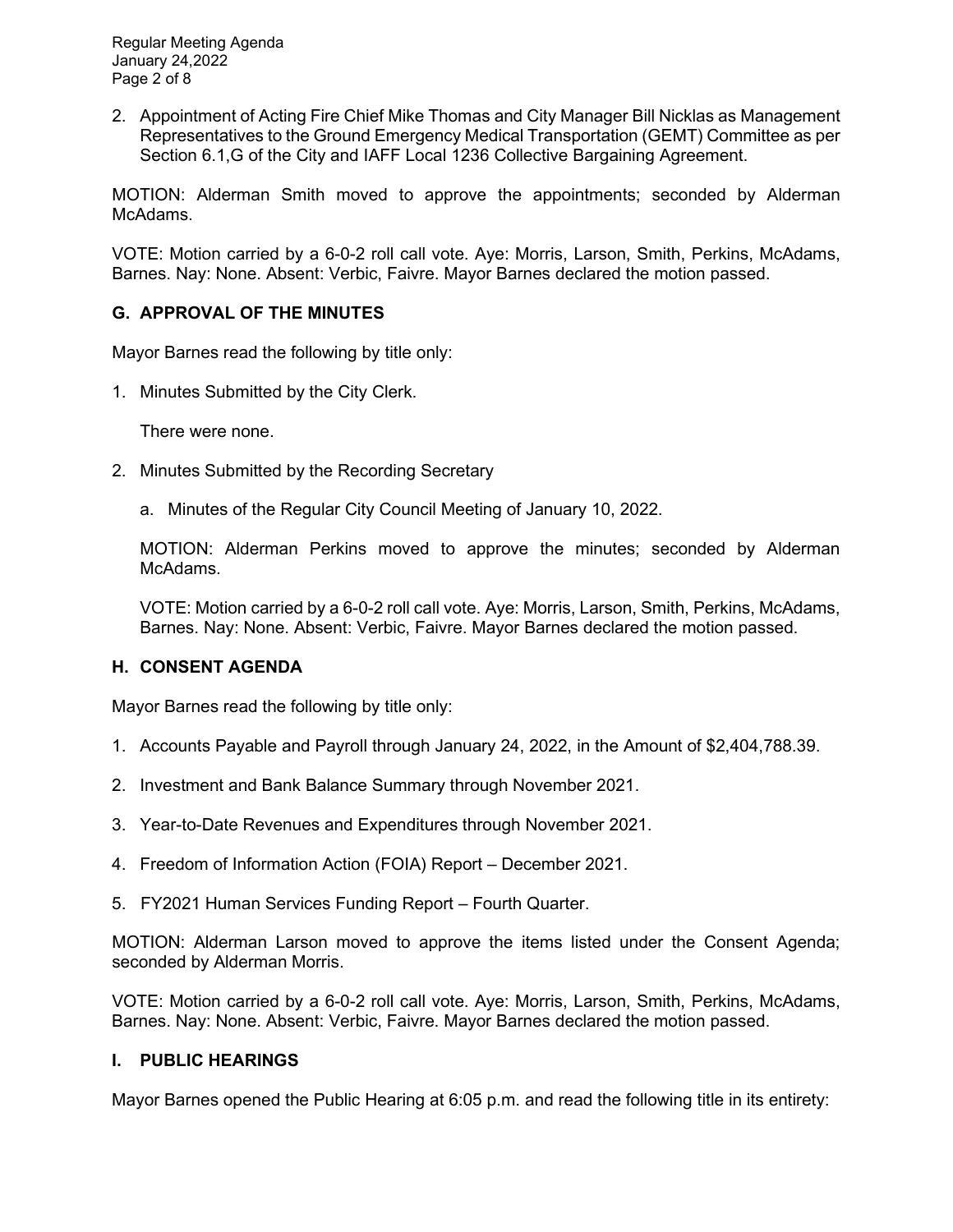2. Appointment of Acting Fire Chief Mike Thomas and City Manager Bill Nicklas as Management Representatives to the Ground Emergency Medical Transportation (GEMT) Committee as per Section 6.1,G of the City and IAFF Local 1236 Collective Bargaining Agreement.

MOTION: Alderman Smith moved to approve the appointments; seconded by Alderman McAdams.

VOTE: Motion carried by a 6-0-2 roll call vote. Aye: Morris, Larson, Smith, Perkins, McAdams, Barnes. Nay: None. Absent: Verbic, Faivre. Mayor Barnes declared the motion passed.

## G. APPROVAL OF THE MINUTES

Mayor Barnes read the following by title only:

1. Minutes Submitted by the City Clerk.

   There were none.

2. Minutes Submitted by the Recording Secretary

   a. Minutes of the Regular City Council Meeting of January 10, 2022.

   MOTION: Alderman Perkins moved to approve the minutes; seconded by Alderman McAdams.

   VOTE: Motion carried by a 6-0-2 roll call vote. Aye: Morris, Larson, Smith, Perkins, McAdams, Barnes. Nay: None. Absent: Verbic, Faivre. Mayor Barnes declared the motion passed.

## H. CONSENT AGENDA

Mayor Barnes read the following by title only:

1. Accounts Payable and Payroll through January 24, 2022, in the Amount of $2,404,788.39.
2. Investment and Bank Balance Summary through November 2021.
3. Year-to-Date Revenues and Expenditures through November 2021.
4. Freedom of Information Action (FOIA) Report – December 2021.
5. FY2021 Human Services Funding Report – Fourth Quarter.

MOTION: Alderman Larson moved to approve the items listed under the Consent Agenda; seconded by Alderman Morris.

VOTE: Motion carried by a 6-0-2 roll call vote. Aye: Morris, Larson, Smith, Perkins, McAdams, Barnes. Nay: None. Absent: Verbic, Faivre. Mayor Barnes declared the motion passed.

## I. PUBLIC HEARINGS

Mayor Barnes opened the Public Hearing at 6:05 p.m. and read the following title in its entirety: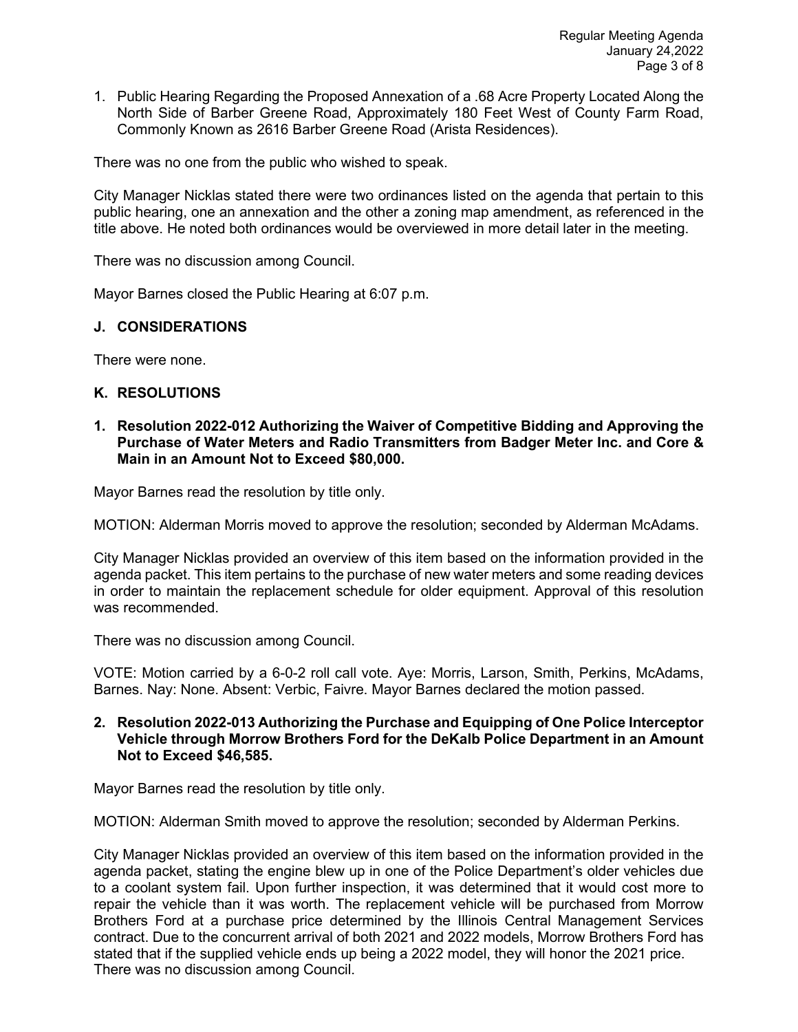1. Public Hearing Regarding the Proposed Annexation of a .68 Acre Property Located Along the North Side of Barber Greene Road, Approximately 180 Feet West of County Farm Road, Commonly Known as 2616 Barber Greene Road (Arista Residences).

There was no one from the public who wished to speak.

City Manager Nicklas stated there were two ordinances listed on the agenda that pertain to this public hearing, one an annexation and the other a zoning map amendment, as referenced in the title above. He noted both ordinances would be overviewed in more detail later in the meeting.

There was no discussion among Council.

Mayor Barnes closed the Public Hearing at 6:07 p.m.

## J. CONSIDERATIONS

There were none.

## K. RESOLUTIONS

**1. Resolution 2022-012 Authorizing the Waiver of Competitive Bidding and Approving the Purchase of Water Meters and Radio Transmitters from Badger Meter Inc. and Core & Main in an Amount Not to Exceed $80,000.**

Mayor Barnes read the resolution by title only.

MOTION: Alderman Morris moved to approve the resolution; seconded by Alderman McAdams.

City Manager Nicklas provided an overview of this item based on the information provided in the agenda packet. This item pertains to the purchase of new water meters and some reading devices in order to maintain the replacement schedule for older equipment. Approval of this resolution was recommended.

There was no discussion among Council.

VOTE: Motion carried by a 6-0-2 roll call vote. Aye: Morris, Larson, Smith, Perkins, McAdams, Barnes. Nay: None. Absent: Verbic, Faivre. Mayor Barnes declared the motion passed.

**2. Resolution 2022-013 Authorizing the Purchase and Equipping of One Police Interceptor Vehicle through Morrow Brothers Ford for the DeKalb Police Department in an Amount Not to Exceed $46,585.**

Mayor Barnes read the resolution by title only.

MOTION: Alderman Smith moved to approve the resolution; seconded by Alderman Perkins.

City Manager Nicklas provided an overview of this item based on the information provided in the agenda packet, stating the engine blew up in one of the Police Department's older vehicles due to a coolant system fail. Upon further inspection, it was determined that it would cost more to repair the vehicle than it was worth. The replacement vehicle will be purchased from Morrow Brothers Ford at a purchase price determined by the Illinois Central Management Services contract. Due to the concurrent arrival of both 2021 and 2022 models, Morrow Brothers Ford has stated that if the supplied vehicle ends up being a 2022 model, they will honor the 2021 price.
There was no discussion among Council.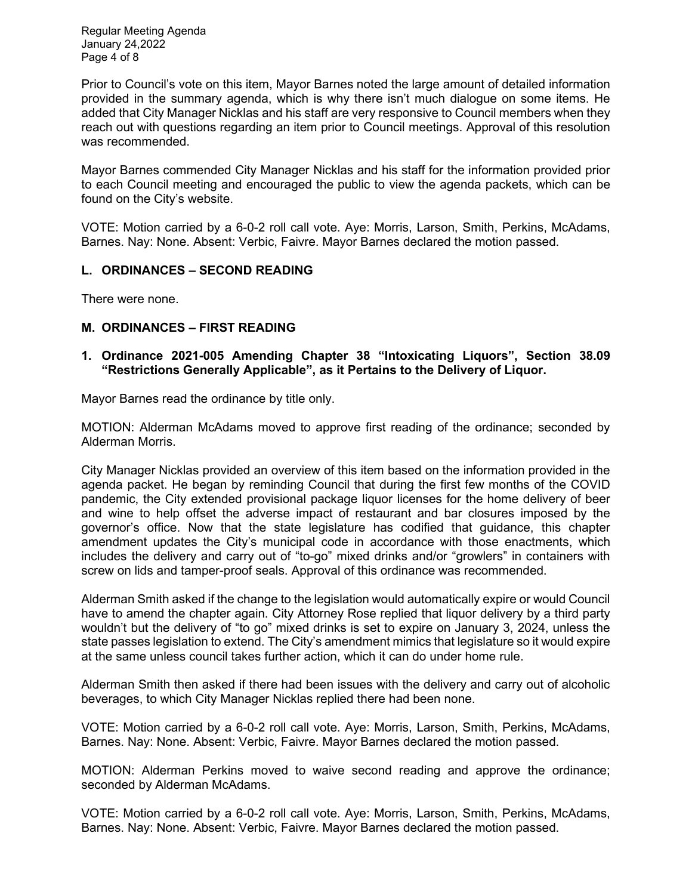Prior to Council's vote on this item, Mayor Barnes noted the large amount of detailed information provided in the summary agenda, which is why there isn't much dialogue on some items. He added that City Manager Nicklas and his staff are very responsive to Council members when they reach out with questions regarding an item prior to Council meetings. Approval of this resolution was recommended.

Mayor Barnes commended City Manager Nicklas and his staff for the information provided prior to each Council meeting and encouraged the public to view the agenda packets, which can be found on the City's website.

VOTE: Motion carried by a 6-0-2 roll call vote. Aye: Morris, Larson, Smith, Perkins, McAdams, Barnes. Nay: None. Absent: Verbic, Faivre. Mayor Barnes declared the motion passed.

## L. ORDINANCES – SECOND READING

There were none.

## M. ORDINANCES – FIRST READING

### 1. Ordinance 2021-005 Amending Chapter 38 "Intoxicating Liquors", Section 38.09 "Restrictions Generally Applicable", as it Pertains to the Delivery of Liquor.

Mayor Barnes read the ordinance by title only.

MOTION: Alderman McAdams moved to approve first reading of the ordinance; seconded by Alderman Morris.

City Manager Nicklas provided an overview of this item based on the information provided in the agenda packet. He began by reminding Council that during the first few months of the COVID pandemic, the City extended provisional package liquor licenses for the home delivery of beer and wine to help offset the adverse impact of restaurant and bar closures imposed by the governor's office. Now that the state legislature has codified that guidance, this chapter amendment updates the City's municipal code in accordance with those enactments, which includes the delivery and carry out of "to-go" mixed drinks and/or "growlers" in containers with screw on lids and tamper-proof seals. Approval of this ordinance was recommended.

Alderman Smith asked if the change to the legislation would automatically expire or would Council have to amend the chapter again. City Attorney Rose replied that liquor delivery by a third party wouldn't but the delivery of "to go" mixed drinks is set to expire on January 3, 2024, unless the state passes legislation to extend. The City's amendment mimics that legislature so it would expire at the same unless council takes further action, which it can do under home rule.

Alderman Smith then asked if there had been issues with the delivery and carry out of alcoholic beverages, to which City Manager Nicklas replied there had been none.

VOTE: Motion carried by a 6-0-2 roll call vote. Aye: Morris, Larson, Smith, Perkins, McAdams, Barnes. Nay: None. Absent: Verbic, Faivre. Mayor Barnes declared the motion passed.

MOTION: Alderman Perkins moved to waive second reading and approve the ordinance; seconded by Alderman McAdams.

VOTE: Motion carried by a 6-0-2 roll call vote. Aye: Morris, Larson, Smith, Perkins, McAdams, Barnes. Nay: None. Absent: Verbic, Faivre. Mayor Barnes declared the motion passed.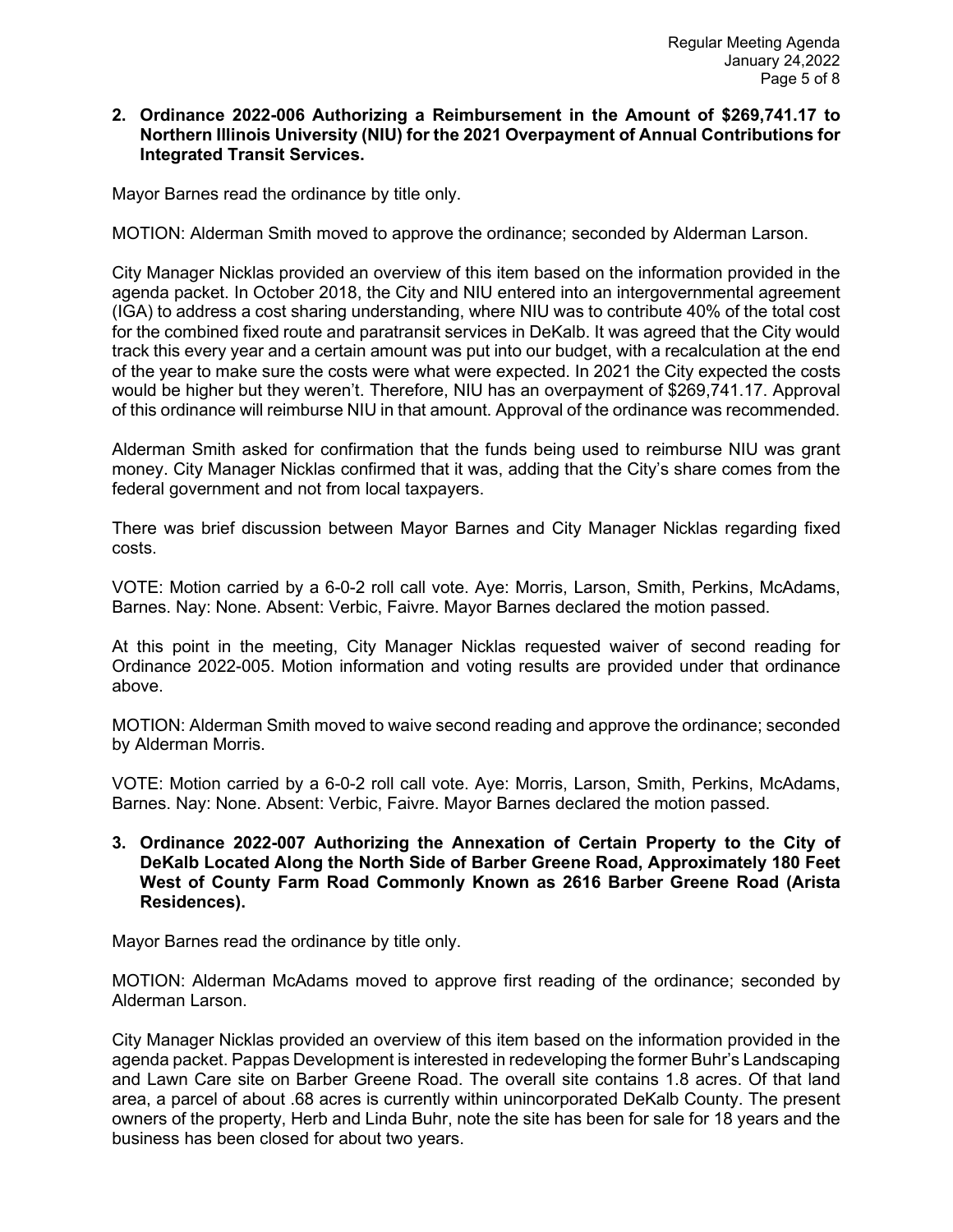**2. Ordinance 2022-006 Authorizing a Reimbursement in the Amount of $269,741.17 to Northern Illinois University (NIU) for the 2021 Overpayment of Annual Contributions for Integrated Transit Services.**

Mayor Barnes read the ordinance by title only.

MOTION: Alderman Smith moved to approve the ordinance; seconded by Alderman Larson.

City Manager Nicklas provided an overview of this item based on the information provided in the agenda packet. In October 2018, the City and NIU entered into an intergovernmental agreement (IGA) to address a cost sharing understanding, where NIU was to contribute 40% of the total cost for the combined fixed route and paratransit services in DeKalb. It was agreed that the City would track this every year and a certain amount was put into our budget, with a recalculation at the end of the year to make sure the costs were what were expected. In 2021 the City expected the costs would be higher but they weren't. Therefore, NIU has an overpayment of $269,741.17. Approval of this ordinance will reimburse NIU in that amount. Approval of the ordinance was recommended.

Alderman Smith asked for confirmation that the funds being used to reimburse NIU was grant money. City Manager Nicklas confirmed that it was, adding that the City's share comes from the federal government and not from local taxpayers.

There was brief discussion between Mayor Barnes and City Manager Nicklas regarding fixed costs.

VOTE: Motion carried by a 6-0-2 roll call vote. Aye: Morris, Larson, Smith, Perkins, McAdams, Barnes. Nay: None. Absent: Verbic, Faivre. Mayor Barnes declared the motion passed.

At this point in the meeting, City Manager Nicklas requested waiver of second reading for Ordinance 2022-005. Motion information and voting results are provided under that ordinance above.

MOTION: Alderman Smith moved to waive second reading and approve the ordinance; seconded by Alderman Morris.

VOTE: Motion carried by a 6-0-2 roll call vote. Aye: Morris, Larson, Smith, Perkins, McAdams, Barnes. Nay: None. Absent: Verbic, Faivre. Mayor Barnes declared the motion passed.

**3. Ordinance 2022-007 Authorizing the Annexation of Certain Property to the City of DeKalb Located Along the North Side of Barber Greene Road, Approximately 180 Feet West of County Farm Road Commonly Known as 2616 Barber Greene Road (Arista Residences).**

Mayor Barnes read the ordinance by title only.

MOTION: Alderman McAdams moved to approve first reading of the ordinance; seconded by Alderman Larson.

City Manager Nicklas provided an overview of this item based on the information provided in the agenda packet. Pappas Development is interested in redeveloping the former Buhr's Landscaping and Lawn Care site on Barber Greene Road. The overall site contains 1.8 acres. Of that land area, a parcel of about .68 acres is currently within unincorporated DeKalb County. The present owners of the property, Herb and Linda Buhr, note the site has been for sale for 18 years and the business has been closed for about two years.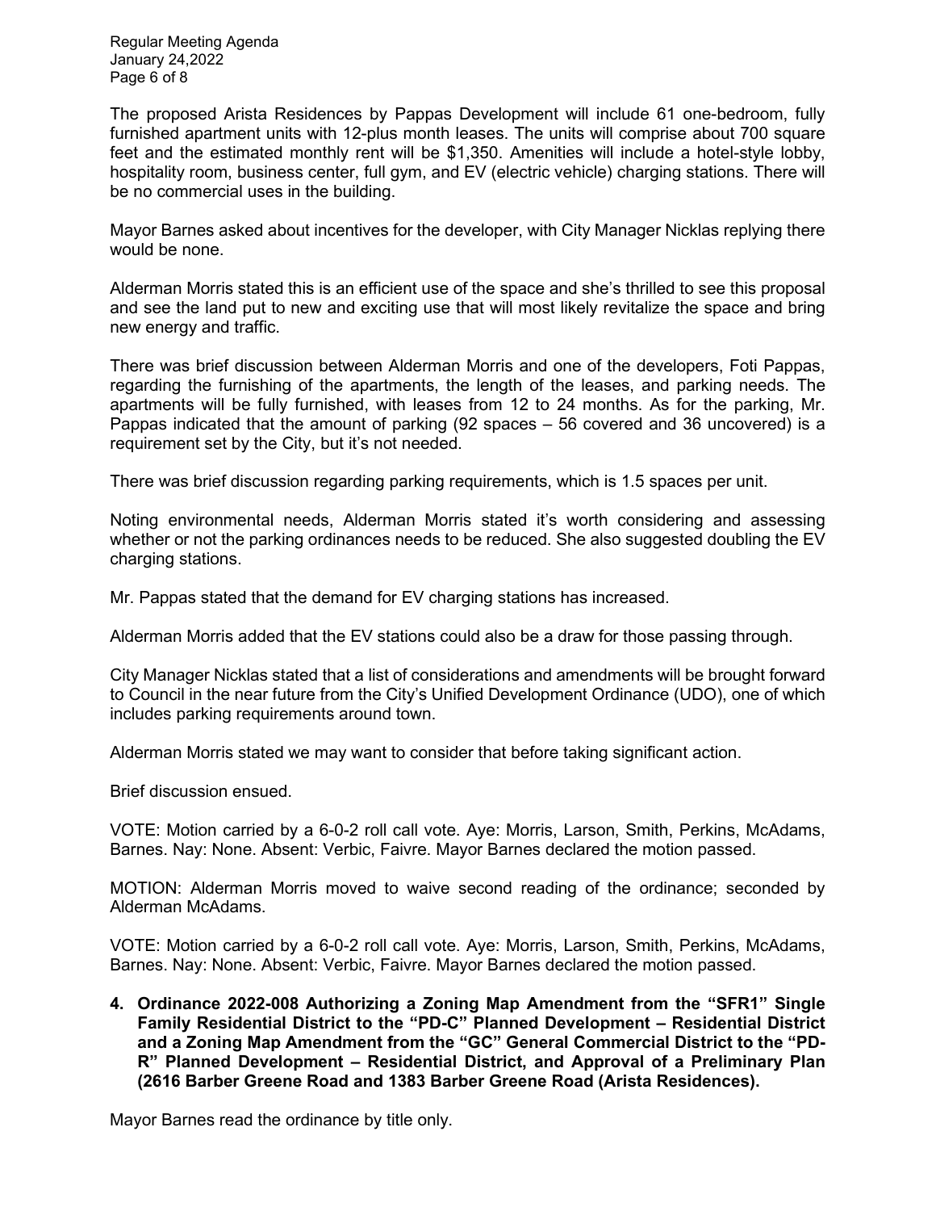The proposed Arista Residences by Pappas Development will include 61 one-bedroom, fully furnished apartment units with 12-plus month leases. The units will comprise about 700 square feet and the estimated monthly rent will be $1,350. Amenities will include a hotel-style lobby, hospitality room, business center, full gym, and EV (electric vehicle) charging stations. There will be no commercial uses in the building.

Mayor Barnes asked about incentives for the developer, with City Manager Nicklas replying there would be none.

Alderman Morris stated this is an efficient use of the space and she's thrilled to see this proposal and see the land put to new and exciting use that will most likely revitalize the space and bring new energy and traffic.

There was brief discussion between Alderman Morris and one of the developers, Foti Pappas, regarding the furnishing of the apartments, the length of the leases, and parking needs. The apartments will be fully furnished, with leases from 12 to 24 months. As for the parking, Mr. Pappas indicated that the amount of parking (92 spaces – 56 covered and 36 uncovered) is a requirement set by the City, but it's not needed.

There was brief discussion regarding parking requirements, which is 1.5 spaces per unit.

Noting environmental needs, Alderman Morris stated it's worth considering and assessing whether or not the parking ordinances needs to be reduced. She also suggested doubling the EV charging stations.

Mr. Pappas stated that the demand for EV charging stations has increased.

Alderman Morris added that the EV stations could also be a draw for those passing through.

City Manager Nicklas stated that a list of considerations and amendments will be brought forward to Council in the near future from the City's Unified Development Ordinance (UDO), one of which includes parking requirements around town.

Alderman Morris stated we may want to consider that before taking significant action.

Brief discussion ensued.

VOTE: Motion carried by a 6-0-2 roll call vote. Aye: Morris, Larson, Smith, Perkins, McAdams, Barnes. Nay: None. Absent: Verbic, Faivre. Mayor Barnes declared the motion passed.

MOTION: Alderman Morris moved to waive second reading of the ordinance; seconded by Alderman McAdams.

VOTE: Motion carried by a 6-0-2 roll call vote. Aye: Morris, Larson, Smith, Perkins, McAdams, Barnes. Nay: None. Absent: Verbic, Faivre. Mayor Barnes declared the motion passed.

**4. Ordinance 2022-008 Authorizing a Zoning Map Amendment from the "SFR1" Single Family Residential District to the "PD-C" Planned Development – Residential District and a Zoning Map Amendment from the "GC" General Commercial District to the "PD-R" Planned Development – Residential District, and Approval of a Preliminary Plan (2616 Barber Greene Road and 1383 Barber Greene Road (Arista Residences).**

Mayor Barnes read the ordinance by title only.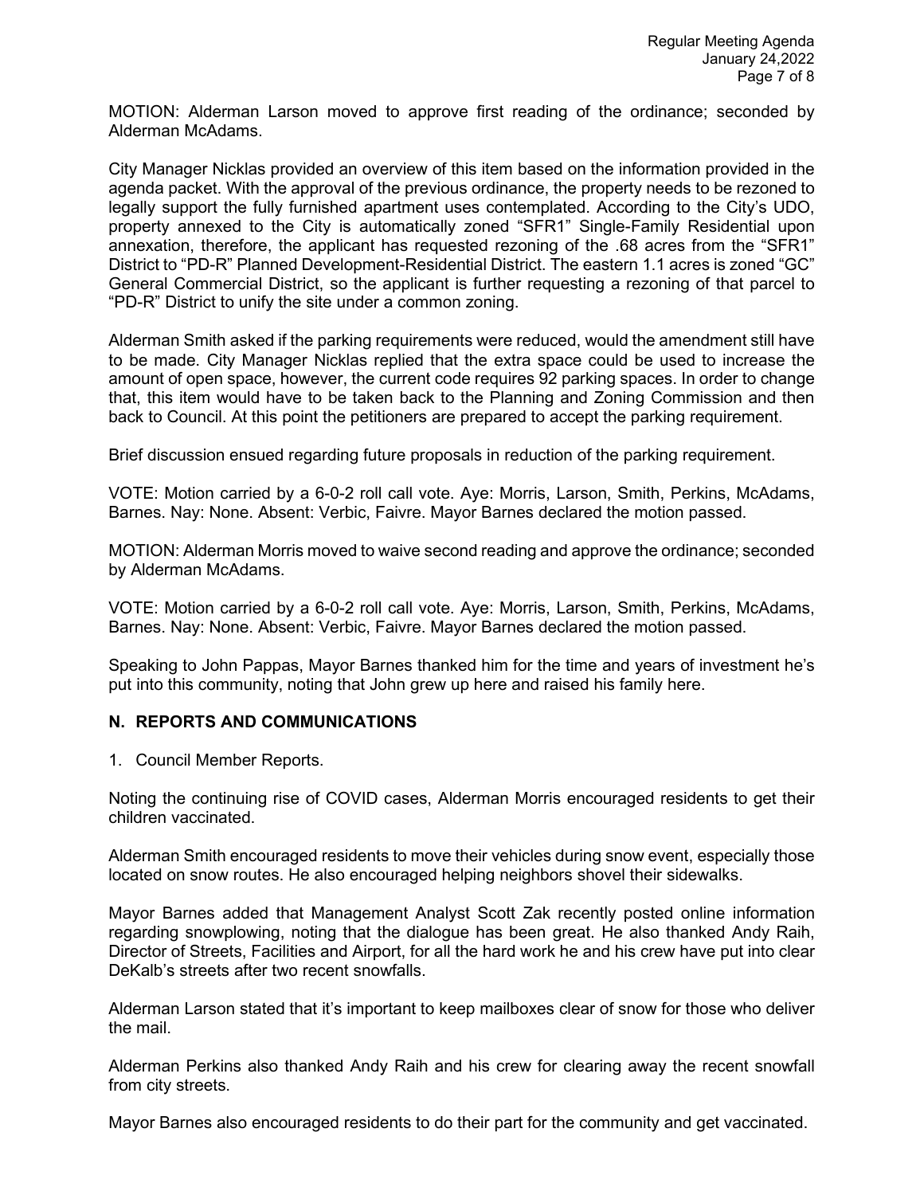MOTION: Alderman Larson moved to approve first reading of the ordinance; seconded by Alderman McAdams.

City Manager Nicklas provided an overview of this item based on the information provided in the agenda packet. With the approval of the previous ordinance, the property needs to be rezoned to legally support the fully furnished apartment uses contemplated. According to the City's UDO, property annexed to the City is automatically zoned "SFR1" Single-Family Residential upon annexation, therefore, the applicant has requested rezoning of the .68 acres from the "SFR1" District to "PD-R" Planned Development-Residential District. The eastern 1.1 acres is zoned "GC" General Commercial District, so the applicant is further requesting a rezoning of that parcel to "PD-R" District to unify the site under a common zoning.

Alderman Smith asked if the parking requirements were reduced, would the amendment still have to be made. City Manager Nicklas replied that the extra space could be used to increase the amount of open space, however, the current code requires 92 parking spaces. In order to change that, this item would have to be taken back to the Planning and Zoning Commission and then back to Council. At this point the petitioners are prepared to accept the parking requirement.

Brief discussion ensued regarding future proposals in reduction of the parking requirement.

VOTE: Motion carried by a 6-0-2 roll call vote. Aye: Morris, Larson, Smith, Perkins, McAdams, Barnes. Nay: None. Absent: Verbic, Faivre. Mayor Barnes declared the motion passed.

MOTION: Alderman Morris moved to waive second reading and approve the ordinance; seconded by Alderman McAdams.

VOTE: Motion carried by a 6-0-2 roll call vote. Aye: Morris, Larson, Smith, Perkins, McAdams, Barnes. Nay: None. Absent: Verbic, Faivre. Mayor Barnes declared the motion passed.

Speaking to John Pappas, Mayor Barnes thanked him for the time and years of investment he's put into this community, noting that John grew up here and raised his family here.

## N. REPORTS AND COMMUNICATIONS

1. Council Member Reports.

Noting the continuing rise of COVID cases, Alderman Morris encouraged residents to get their children vaccinated.

Alderman Smith encouraged residents to move their vehicles during snow event, especially those located on snow routes. He also encouraged helping neighbors shovel their sidewalks.

Mayor Barnes added that Management Analyst Scott Zak recently posted online information regarding snowplowing, noting that the dialogue has been great. He also thanked Andy Raih, Director of Streets, Facilities and Airport, for all the hard work he and his crew have put into clear DeKalb's streets after two recent snowfalls.

Alderman Larson stated that it's important to keep mailboxes clear of snow for those who deliver the mail.

Alderman Perkins also thanked Andy Raih and his crew for clearing away the recent snowfall from city streets.

Mayor Barnes also encouraged residents to do their part for the community and get vaccinated.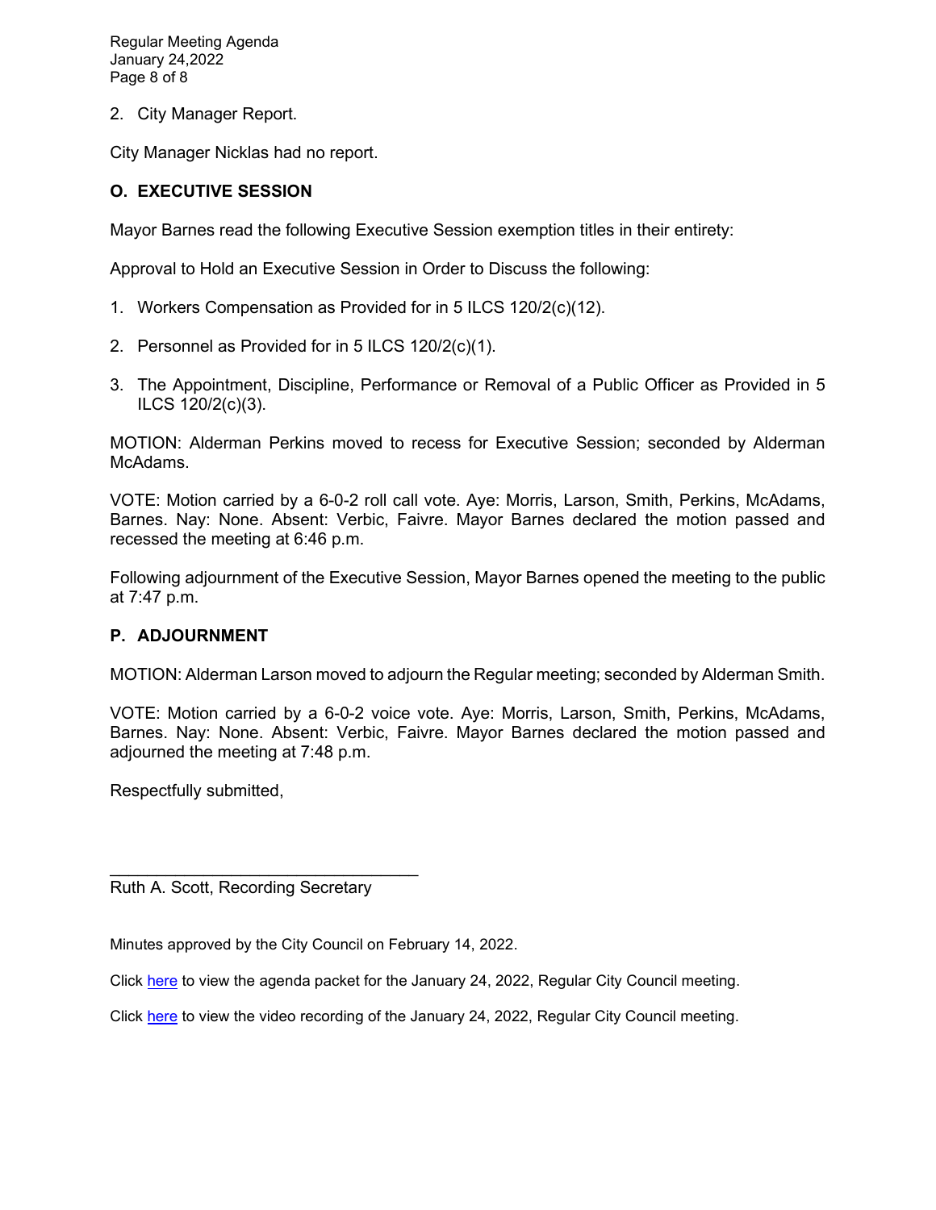2. City Manager Report.

City Manager Nicklas had no report.

## O. EXECUTIVE SESSION

Mayor Barnes read the following Executive Session exemption titles in their entirety:

Approval to Hold an Executive Session in Order to Discuss the following:

1. Workers Compensation as Provided for in 5 ILCS 120/2(c)(12).

2. Personnel as Provided for in 5 ILCS 120/2(c)(1).

3. The Appointment, Discipline, Performance or Removal of a Public Officer as Provided in 5 ILCS 120/2(c)(3).

MOTION: Alderman Perkins moved to recess for Executive Session; seconded by Alderman McAdams.

VOTE: Motion carried by a 6-0-2 roll call vote. Aye: Morris, Larson, Smith, Perkins, McAdams, Barnes. Nay: None. Absent: Verbic, Faivre. Mayor Barnes declared the motion passed and recessed the meeting at 6:46 p.m.

Following adjournment of the Executive Session, Mayor Barnes opened the meeting to the public at 7:47 p.m.

## P. ADJOURNMENT

MOTION: Alderman Larson moved to adjourn the Regular meeting; seconded by Alderman Smith.

VOTE: Motion carried by a 6-0-2 voice vote. Aye: Morris, Larson, Smith, Perkins, McAdams, Barnes. Nay: None. Absent: Verbic, Faivre. Mayor Barnes declared the motion passed and adjourned the meeting at 7:48 p.m.

Respectfully submitted,

\_\_\_\_\_\_\_\_\_\_\_\_\_\_\_\_\_\_\_\_\_\_\_\_\_\_\_\_\_\_\_\_\_\_

Ruth A. Scott, Recording Secretary

Minutes approved by the City Council on February 14, 2022.

Click here to view the agenda packet for the January 24, 2022, Regular City Council meeting.

Click here to view the video recording of the January 24, 2022, Regular City Council meeting.